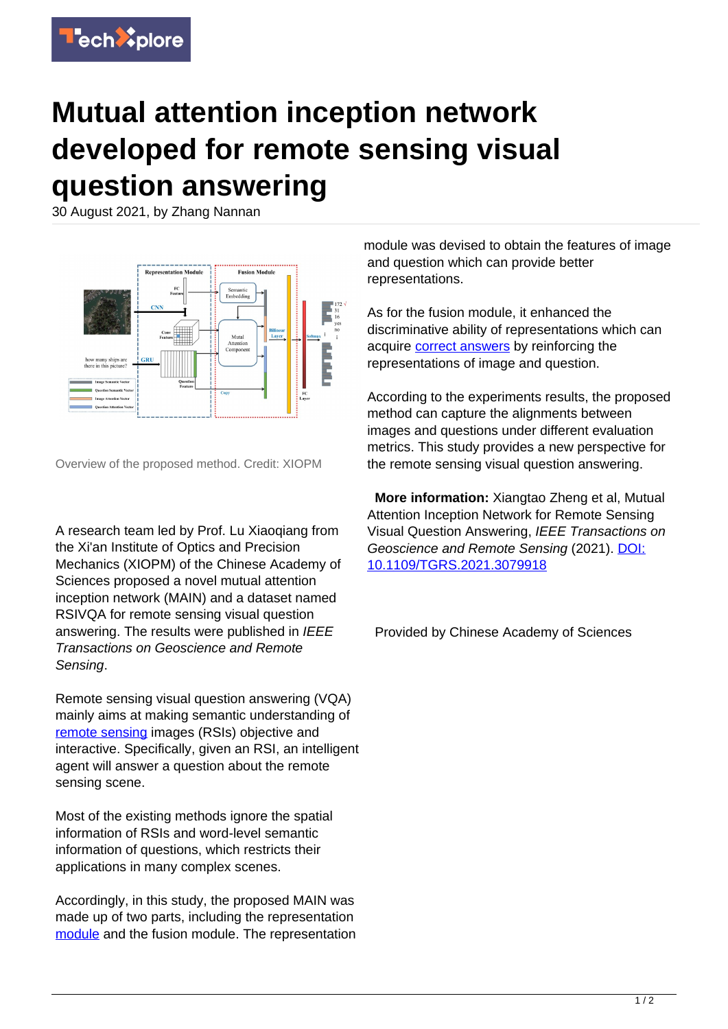# Mutual attention inception network developed for remote sensing visual question answering

30 August 2021, by Zhang Nannan

Overview of the proposed method. Credit: XIOPM

A research team led by Prof. Lu Xiaoqiang from the Xi'an Institute of Optics and Precision Mechanics (XIOPM) of the Chinese Academy of Sciences proposed a novel mutual attention inception network (MAIN) and a dataset named RSIVQA for remote sensing visual question answering. The results were published in *IEEE Transactions on Geoscience and Remote Sensing*.

Remote sensing visual question answering (VQA) mainly aims at making semantic understanding of remote sensing images (RSIs) objective and interactive. Specifically, given an RSI, an intelligent agent will answer a question about the remote sensing scene.

Most of the existing methods ignore the spatial information of RSIs and word-level semantic information of questions, which restricts their applications in many complex scenes.

Accordingly, in this study, the proposed MAIN was made up of two parts, including the representation module and the fusion module. The representation module was devised to obtain the features of image and question which can provide better representations.

As for the fusion module, it enhanced the discriminative ability of representations which can acquire correct answers by reinforcing the representations of image and question.

According to the experiments results, the proposed method can capture the alignments between images and questions under different evaluation metrics. This study provides a new perspective for the remote sensing visual question answering.

**More information:** Xiangtao Zheng et al, Mutual Attention Inception Network for Remote Sensing Visual Question Answering, *IEEE Transactions on Geoscience and Remote Sensing* (2021). DOI: 10.1109/TGRS.2021.3079918

Provided by Chinese Academy of Sciences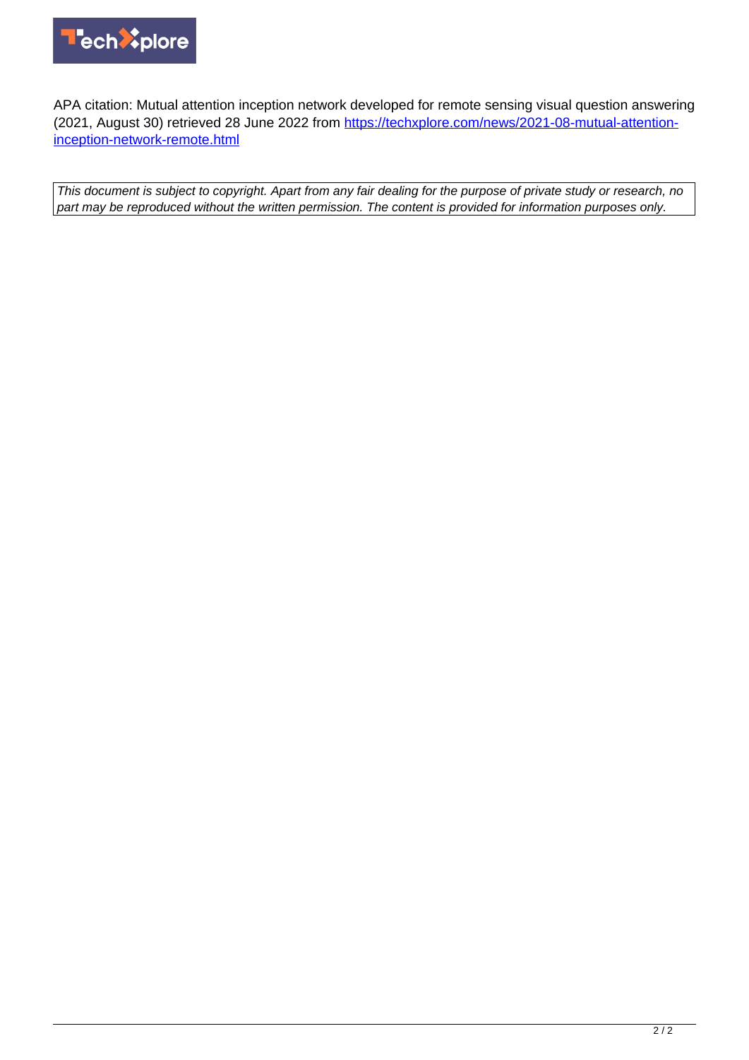APA citation: Mutual attention inception network developed for remote sensing visual question answering (2021, August 30) retrieved 28 June 2022 from https://techxplore.com/news/2021-08-mutual-attention-inception-network-remote.html

*This document is subject to copyright. Apart from any fair dealing for the purpose of private study or research, no part may be reproduced without the written permission. The content is provided for information purposes only.*